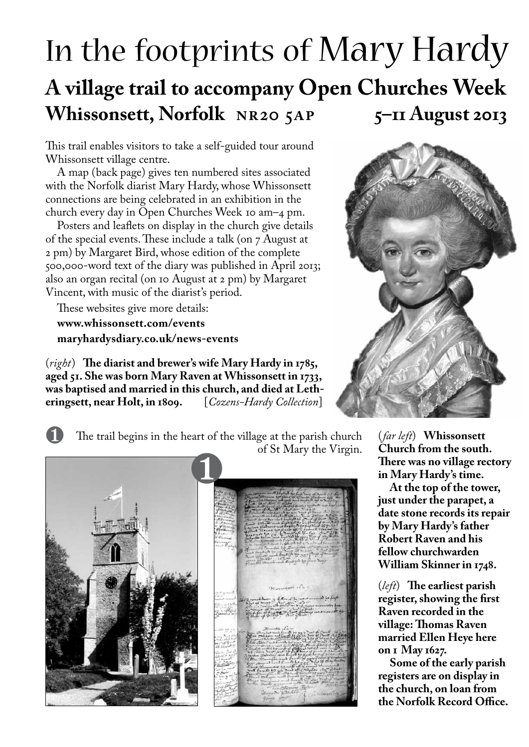# In the footprints of Mary Hardy

## A village trail to accompany Open Churches Week

## Whissonsett, Norfolk NR20 5AP 5–11 August 2013

This trail enables visitors to take a self-guided tour around Whissonsett village centre.

A map (back page) gives ten numbered sites associated with the Norfolk diarist Mary Hardy, whose Whissonsett connections are being celebrated in an exhibition in the church every day in Open Churches Week 10 am–4 pm.

Posters and leaflets on display in the church give details of the special events. These include a talk (on 7 August at 2 pm) by Margaret Bird, whose edition of the complete 500,000-word text of the diary was published in April 2013; also an organ recital (on 10 August at 2 pm) by Margaret Vincent, with music of the diarist's period.

These websites give more details:

**www.whissonsett.com/events**

**maryhardysdiary.co.uk/news-events**

(*right*) **The diarist and brewer's wife Mary Hardy in 1785, aged 51. She was born Mary Raven at Whissonsett in 1733, was baptised and married in this church, and died at Letheringsett, near Holt, in 1809.** [*Cozens-Hardy Collection*]

**1** The trail begins in the heart of the village at the parish church of St Mary the Virgin.

(*far left*) **Whissonsett Church from the south. There was no village rectory in Mary Hardy's time.**

**At the top of the tower, just under the parapet, a date stone records its repair by Mary Hardy's father Robert Raven and his fellow churchwarden William Skinner in 1748.**

(*left*) **The earliest parish register, showing the first Raven recorded in the village: Thomas Raven married Ellen Heye here on 1 May 1627.**

**Some of the early parish registers are on display in the church, on loan from the Norfolk Record Office.**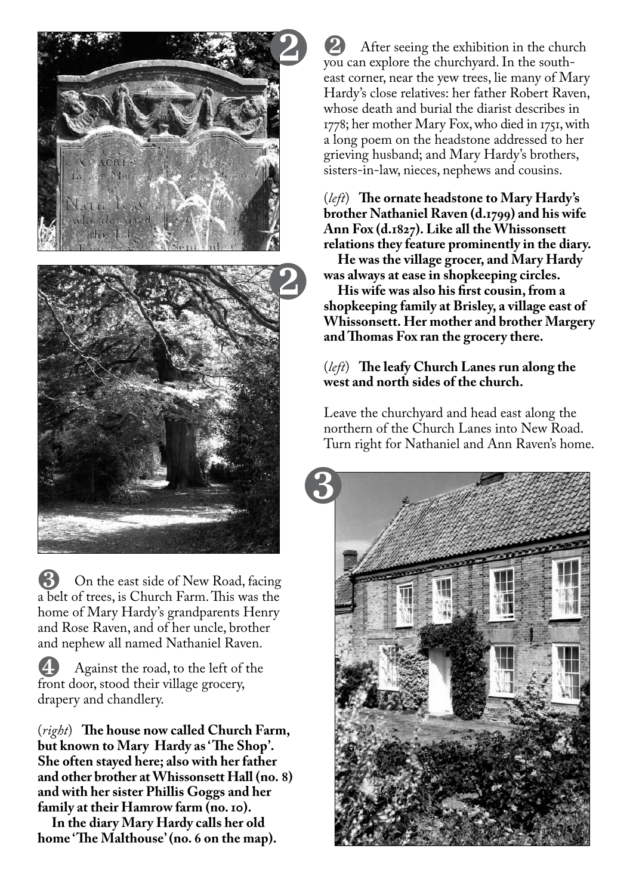**2** After seeing the exhibition in the church you can explore the churchyard. In the south-east corner, near the yew trees, lie many of Mary Hardy's close relatives: her father Robert Raven, whose death and burial the diarist describes in 1778; her mother Mary Fox, who died in 1751, with a long poem on the headstone addressed to her grieving husband; and Mary Hardy's brothers, sisters-in-law, nieces, nephews and cousins.

(*left*) **The ornate headstone to Mary Hardy's brother Nathaniel Raven (d.1799) and his wife Ann Fox (d.1827). Like all the Whissonsett relations they feature prominently in the diary.**

**He was the village grocer, and Mary Hardy was always at ease in shopkeeping circles.**

**His wife was also his first cousin, from a shopkeeping family at Brisley, a village east of Whissonsett. Her mother and brother Margery and Thomas Fox ran the grocery there.**

(*left*) **The leafy Church Lanes run along the west and north sides of the church.**

Leave the churchyard and head east along the northern of the Church Lanes into New Road. Turn right for Nathaniel and Ann Raven's home.

**3** On the east side of New Road, facing a belt of trees, is Church Farm. This was the home of Mary Hardy's grandparents Henry and Rose Raven, and of her uncle, brother and nephew all named Nathaniel Raven.

**4** Against the road, to the left of the front door, stood their village grocery, drapery and chandlery.

(*right*) **The house now called Church Farm, but known to Mary Hardy as 'The Shop'. She often stayed here; also with her father and other brother at Whissonsett Hall (no. 8) and with her sister Phillis Goggs and her family at their Hamrow farm (no. 10).**

**In the diary Mary Hardy calls her old home 'The Malthouse' (no. 6 on the map).**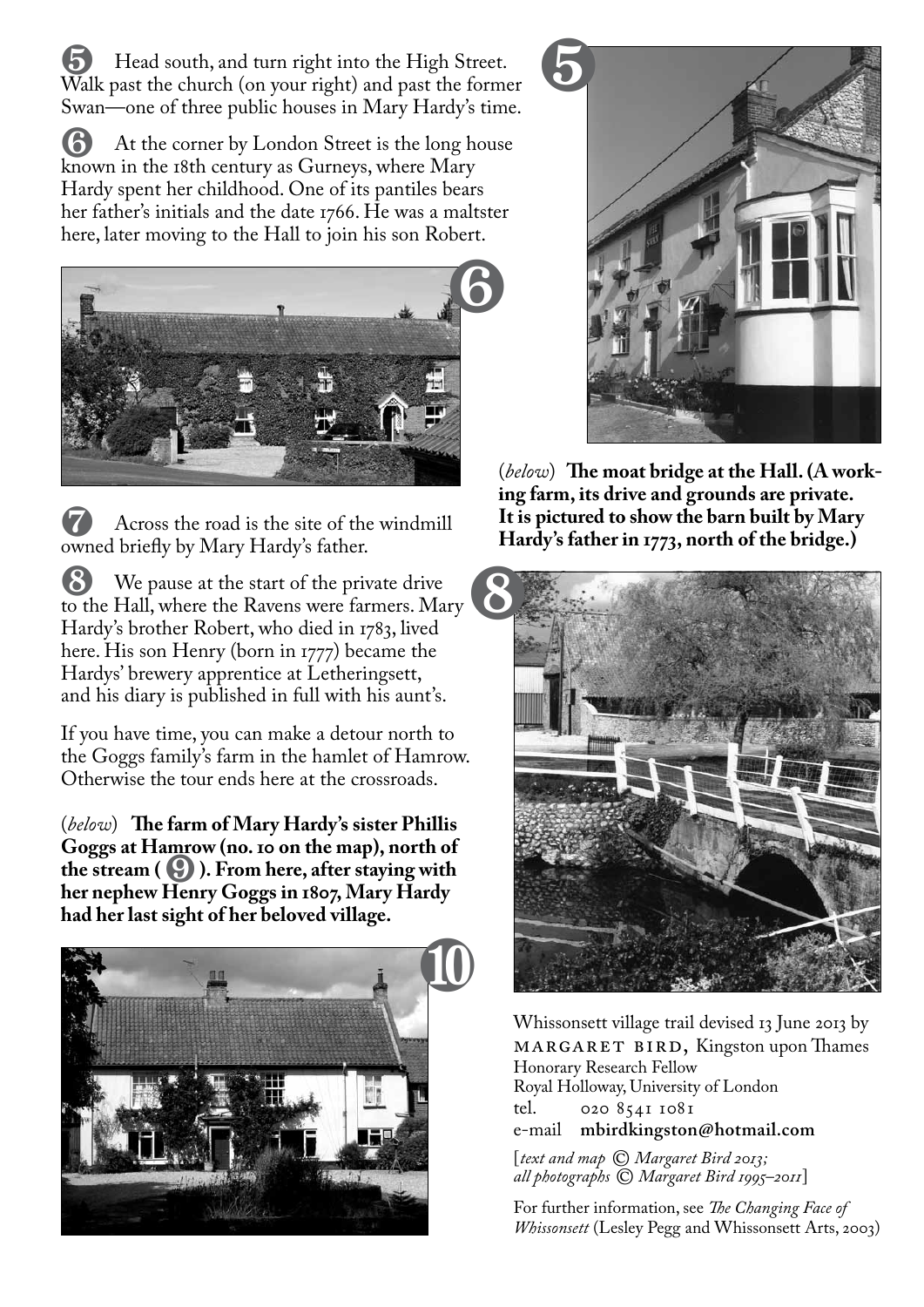❺ Head south, and turn right into the High Street. Walk past the church (on your right) and past the former Swan—one of three public houses in Mary Hardy's time.

❻ At the corner by London Street is the long house known in the 18th century as Gurneys, where Mary Hardy spent her childhood. One of its pantiles bears her father's initials and the date 1766. He was a maltster here, later moving to the Hall to join his son Robert.

❼ Across the road is the site of the windmill owned briefly by Mary Hardy's father.

❽ We pause at the start of the private drive to the Hall, where the Ravens were farmers. Mary Hardy's brother Robert, who died in 1783, lived here. His son Henry (born in 1777) became the Hardys' brewery apprentice at Letheringsett, and his diary is published in full with his aunt's.

If you have time, you can make a detour north to the Goggs family's farm in the hamlet of Hamrow. Otherwise the tour ends here at the crossroads.

(*below*) **The farm of Mary Hardy's sister Phillis Goggs at Hamrow (no. 10 on the map), north of the stream ( ❾ ). From here, after staying with her nephew Henry Goggs in 1807, Mary Hardy had her last sight of her beloved village.**

(*below*) **The moat bridge at the Hall. (A working farm, its drive and grounds are private. It is pictured to show the barn built by Mary Hardy's father in 1773, north of the bridge.)**

Whissonsett village trail devised 13 June 2013 by MARGARET BIRD, Kingston upon Thames
Honorary Research Fellow
Royal Holloway, University of London
tel. 020 8541 1081
e-mail **mbirdkingston@hotmail.com**

[*text and map © Margaret Bird 2013; all photographs © Margaret Bird 1995–2011*]

For further information, see *The Changing Face of Whissonsett* (Lesley Pegg and Whissonsett Arts, 2003)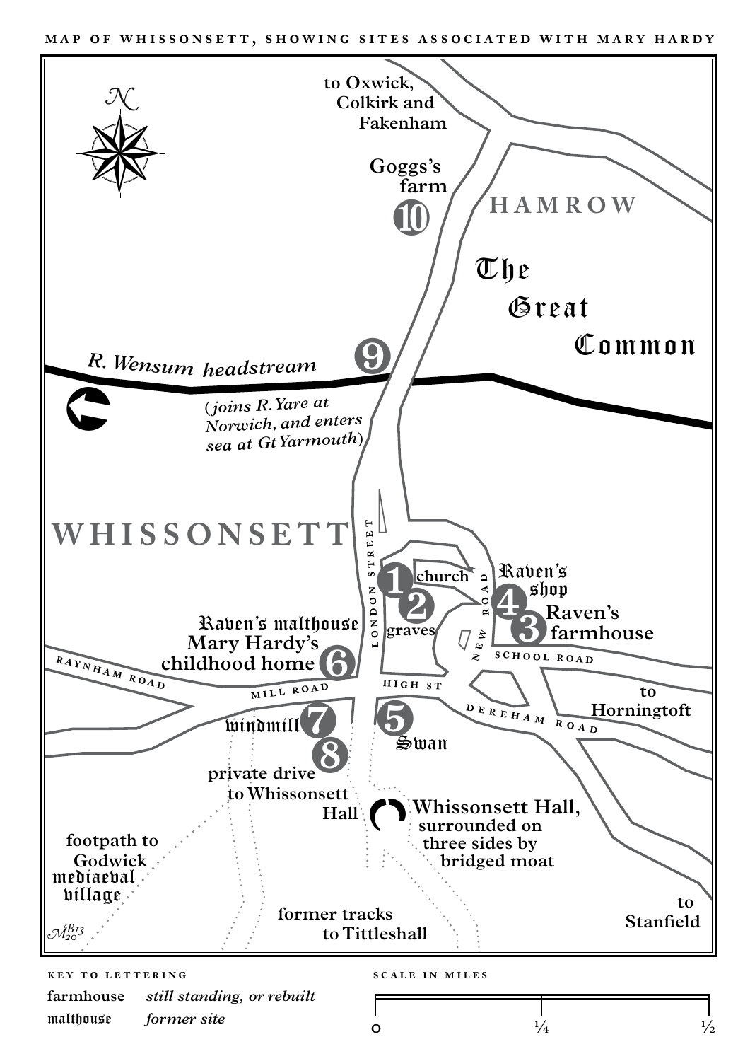MAP OF WHISSONSETT, SHOWING SITES ASSOCIATED WITH MARY HARDY

N

to Oxwick, Colkirk and Fakenham

Goggs's farm

10

HAMROW

The Great Common

R. Wensum headstream

9

(joins R. Yare at Norwich, and enters sea at Gt Yarmouth)

WHISSONSETT

LONDON STREET

1

church

2

graves

NEW ROAD

Raven's shop

4

Raven's farmhouse

3

SCHOOL ROAD

Raven's malthouse

Mary Hardy's childhood home

6

RAYNHAM ROAD

MILL ROAD

HIGH ST

to Horningtoft

DEREHAM ROAD

windmill

7

5

Swan

8

private drive to Whissonsett Hall

Whissonsett Hall, surrounded on three sides by bridged moat

footpath to Godwick mediaeval village

former tracks to Tittleshall

to Stanfield

KEY TO LETTERING

farmhouse *still standing, or rebuilt*

malthouse *former site*

SCALE IN MILES

0 ¼ ½